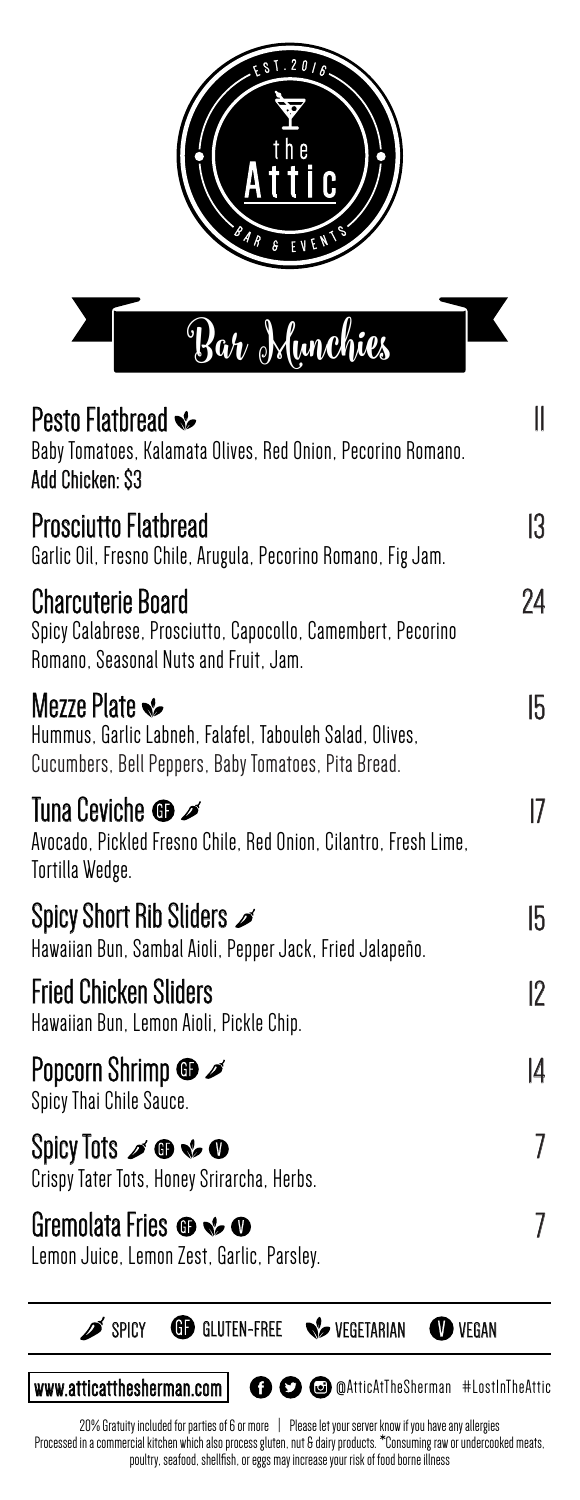EST. 2016

the Attic

BAR & EVENTS

# Bar Munchies

**Pesto Flatbread** (Vegetarian) — 11
Baby Tomatoes, Kalamata Olives, Red Onion, Pecorino Romano.
**Add Chicken: $3**

**Prosciutto Flatbread** — 13
Garlic Oil, Fresno Chile, Arugula, Pecorino Romano, Fig Jam.

**Charcuterie Board** — 24
Spicy Calabrese, Prosciutto, Capocollo, Camembert, Pecorino Romano, Seasonal Nuts and Fruit, Jam.

**Mezze Plate** (Vegetarian) — 15
Hummus, Garlic Labneh, Falafel, Tabouleh Salad, Olives, Cucumbers, Bell Peppers, Baby Tomatoes, Pita Bread.

**Tuna Ceviche** (GF, Spicy) — 17
Avocado, Pickled Fresno Chile, Red Onion, Cilantro, Fresh Lime, Tortilla Wedge.

**Spicy Short Rib Sliders** (Spicy) — 15
Hawaiian Bun, Sambal Aioli, Pepper Jack, Fried Jalapeño.

**Fried Chicken Sliders** — 12
Hawaiian Bun, Lemon Aioli, Pickle Chip.

**Popcorn Shrimp** (GF, Spicy) — 14
Spicy Thai Chile Sauce.

**Spicy Tots** (Spicy, GF, Vegetarian, Vegan) — 7
Crispy Tater Tots, Honey Srirarcha, Herbs.

**Gremolata Fries** (GF, Vegetarian, Vegan) — 7
Lemon Juice, Lemon Zest, Garlic, Parsley.

SPICY | GF GLUTEN-FREE | VEGETARIAN | V VEGAN

www.atticatthesherman.com | @AtticAtTheSherman #LostInTheAttic

20% Gratuity included for parties of 6 or more | Please let your server know if you have any allergies
Processed in a commercial kitchen which also process gluten, nut & dairy products. *Consuming raw or undercooked meats, poultry, seafood, shellfish, or eggs may increase your risk of food borne illness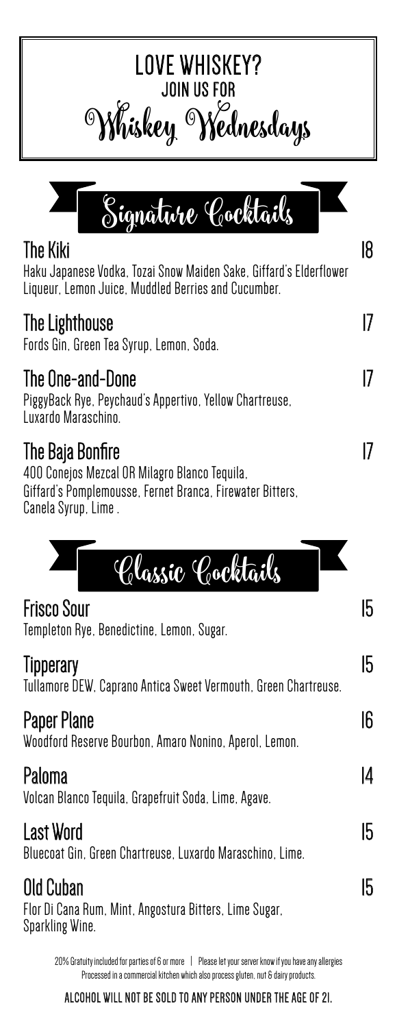# LOVE WHISKEY?

JOIN US FOR

## Whiskey Wednesdays

## Signature Cocktails

### The Kiki — 18

Haku Japanese Vodka, Tozai Snow Maiden Sake, Giffard's Elderflower Liqueur, Lemon Juice, Muddled Berries and Cucumber.

### The Lighthouse — 17

Fords Gin, Green Tea Syrup, Lemon, Soda.

### The One-and-Done — 17

PiggyBack Rye, Peychaud's Appertivo, Yellow Chartreuse, Luxardo Maraschino.

### The Baja Bonfire — 17

400 Conejos Mezcal OR Milagro Blanco Tequila, Giffard's Pomplemousse, Fernet Branca, Firewater Bitters, Canela Syrup, Lime .

## Classic Cocktails

### Frisco Sour — 15

Templeton Rye, Benedictine, Lemon, Sugar.

### Tipperary — 15

Tullamore DEW, Caprano Antica Sweet Vermouth, Green Chartreuse.

### Paper Plane — 16

Woodford Reserve Bourbon, Amaro Nonino, Aperol, Lemon.

### Paloma — 14

Volcan Blanco Tequila, Grapefruit Soda, Lime, Agave.

### Last Word — 15

Bluecoat Gin, Green Chartreuse, Luxardo Maraschino, Lime.

### Old Cuban — 15

Flor Di Cana Rum, Mint, Angostura Bitters, Lime Sugar, Sparkling Wine.

20% Gratuity included for parties of 6 or more | Please let your server know if you have any allergies

Processed in a commercial kitchen which also process gluten, nut & dairy products.

**ALCOHOL WILL NOT BE SOLD TO ANY PERSON UNDER THE AGE OF 21.**